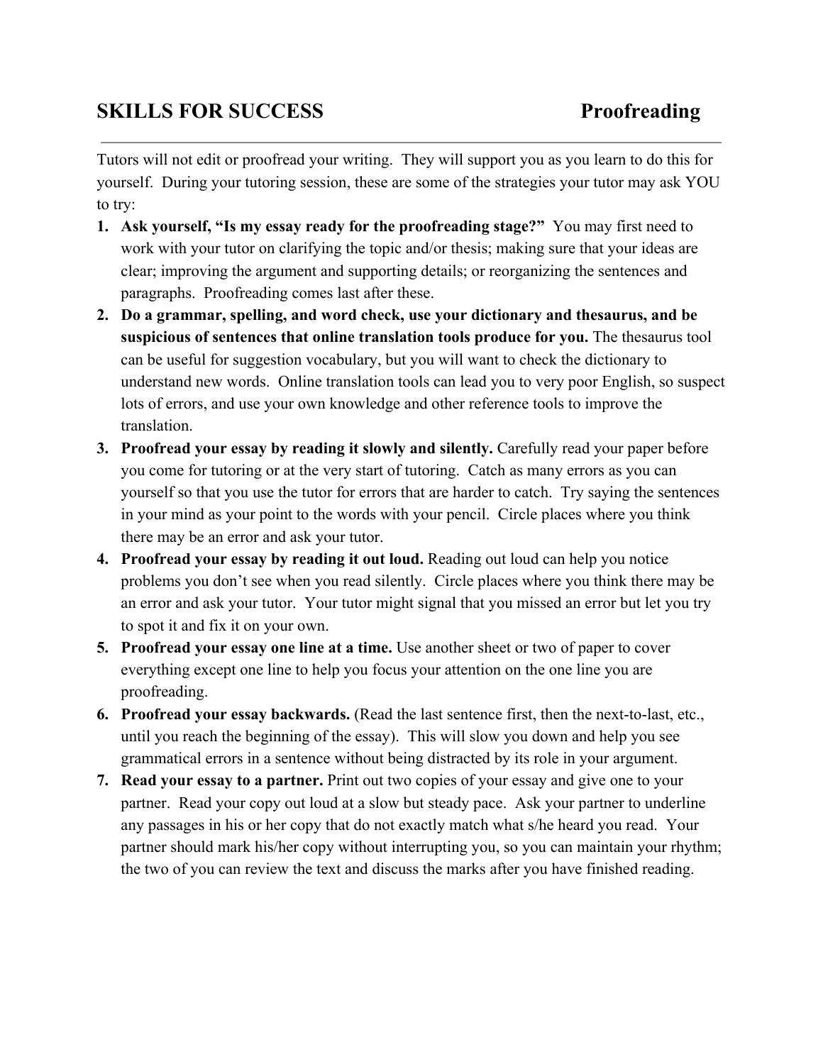# SKILLS FOR SUCCESS — Proofreading

Tutors will not edit or proofread your writing. They will support you as you learn to do this for yourself. During your tutoring session, these are some of the strategies your tutor may ask YOU to try:

1. **Ask yourself, "Is my essay ready for the proofreading stage?"** You may first need to work with your tutor on clarifying the topic and/or thesis; making sure that your ideas are clear; improving the argument and supporting details; or reorganizing the sentences and paragraphs. Proofreading comes last after these.
2. **Do a grammar, spelling, and word check, use your dictionary and thesaurus, and be suspicious of sentences that online translation tools produce for you.** The thesaurus tool can be useful for suggestion vocabulary, but you will want to check the dictionary to understand new words. Online translation tools can lead you to very poor English, so suspect lots of errors, and use your own knowledge and other reference tools to improve the translation.
3. **Proofread your essay by reading it slowly and silently.** Carefully read your paper before you come for tutoring or at the very start of tutoring. Catch as many errors as you can yourself so that you use the tutor for errors that are harder to catch. Try saying the sentences in your mind as your point to the words with your pencil. Circle places where you think there may be an error and ask your tutor.
4. **Proofread your essay by reading it out loud.** Reading out loud can help you notice problems you don't see when you read silently. Circle places where you think there may be an error and ask your tutor. Your tutor might signal that you missed an error but let you try to spot it and fix it on your own.
5. **Proofread your essay one line at a time.** Use another sheet or two of paper to cover everything except one line to help you focus your attention on the one line you are proofreading.
6. **Proofread your essay backwards.** (Read the last sentence first, then the next-to-last, etc., until you reach the beginning of the essay). This will slow you down and help you see grammatical errors in a sentence without being distracted by its role in your argument.
7. **Read your essay to a partner.** Print out two copies of your essay and give one to your partner. Read your copy out loud at a slow but steady pace. Ask your partner to underline any passages in his or her copy that do not exactly match what s/he heard you read. Your partner should mark his/her copy without interrupting you, so you can maintain your rhythm; the two of you can review the text and discuss the marks after you have finished reading.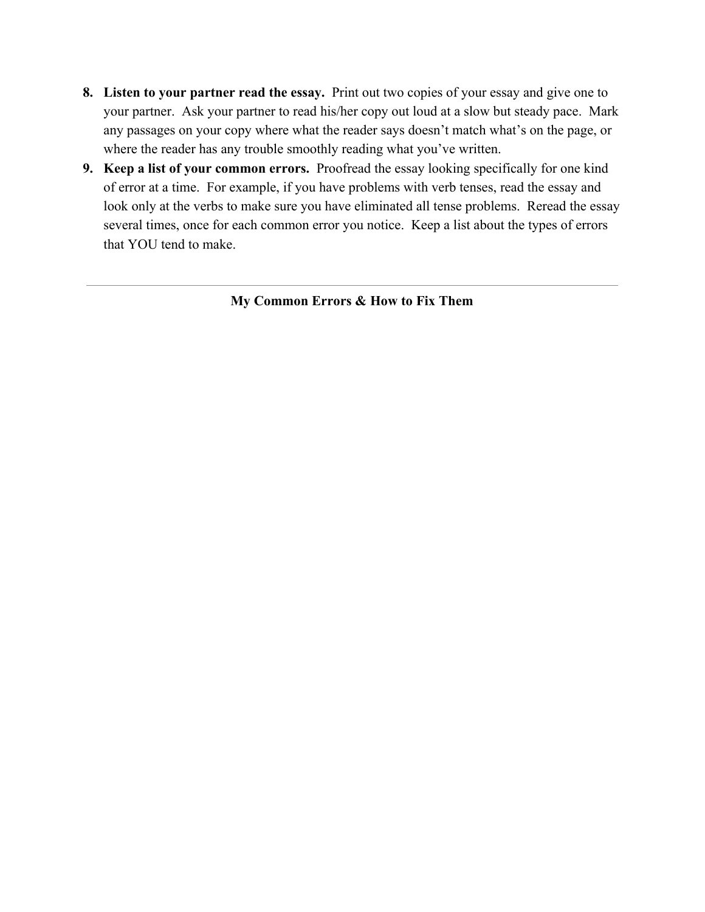8. **Listen to your partner read the essay.** Print out two copies of your essay and give one to your partner. Ask your partner to read his/her copy out loud at a slow but steady pace. Mark any passages on your copy where what the reader says doesn't match what's on the page, or where the reader has any trouble smoothly reading what you've written.
9. **Keep a list of your common errors.** Proofread the essay looking specifically for one kind of error at a time. For example, if you have problems with verb tenses, read the essay and look only at the verbs to make sure you have eliminated all tense problems. Reread the essay several times, once for each common error you notice. Keep a list about the types of errors that YOU tend to make.

---

**My Common Errors & How to Fix Them**